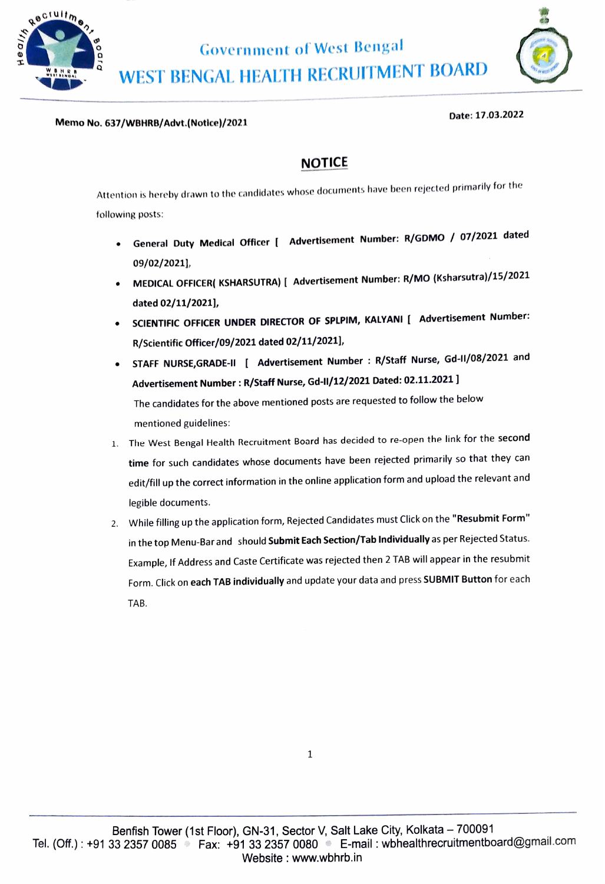# Government of West Bengal

# WEST BENGAL HEALTH RECRUITMENT BOARD

**Memo No. 637/WBHRB/Advt.(Notice)/2021**

**Date: 17.03.2022**

## NOTICE

Attention is hereby drawn to the candidates whose documents have been rejected primarily for the following posts:

- **General Duty Medical Officer [ Advertisement Number: R/GDMO / 07/2021 dated 09/02/2021],**
- **MEDICAL OFFICER( KSHARSUTRA) [ Advertisement Number: R/MO (Ksharsutra)/15/2021 dated 02/11/2021],**
- **SCIENTIFIC OFFICER UNDER DIRECTOR OF SPLPIM, KALYANI [ Advertisement Number: R/Scientific Officer/09/2021 dated 02/11/2021],**
- **STAFF NURSE,GRADE-II [ Advertisement Number : R/Staff Nurse, Gd-II/08/2021 and Advertisement Number : R/Staff Nurse, Gd-II/12/2021 Dated: 02.11.2021 ]**

  The candidates for the above mentioned posts are requested to follow the below mentioned guidelines:

1. The West Bengal Health Recruitment Board has decided to re-open the link for the **second time** for such candidates whose documents have been rejected primarily so that they can edit/fill up the correct information in the online application form and upload the relevant and legible documents.
2. While filling up the application form, Rejected Candidates must Click on the **"Resubmit Form"** in the top Menu-Bar and should **Submit Each Section/Tab Individually** as per Rejected Status. Example, If Address and Caste Certificate was rejected then 2 TAB will appear in the resubmit Form. Click on **each TAB individually** and update your data and press **SUBMIT Button** for each TAB.

Benfish Tower (1st Floor), GN-31, Sector V, Salt Lake City, Kolkata – 700091
Tel. (Off.) : +91 33 2357 0085 Fax: +91 33 2357 0080 E-mail : wbhealthrecruitmentboard@gmail.com
Website : www.wbhrb.in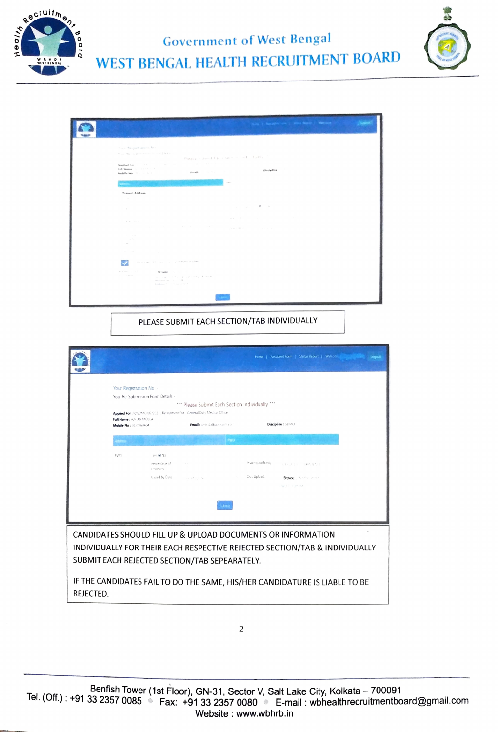PLEASE SUBMIT EACH SECTION/TAB INDIVIDUALLY

CANDIDATES SHOULD FILL UP & UPLOAD DOCUMENTS OR INFORMATION INDIVIDUALLY FOR THEIR EACH RESPECTIVE REJECTED SECTION/TAB & INDIVIDUALLY SUBMIT EACH REJECTED SECTION/TAB SEPEARATELY.

IF THE CANDIDATES FAIL TO DO THE SAME, HIS/HER CANDIDATURE IS LIABLE TO BE REJECTED.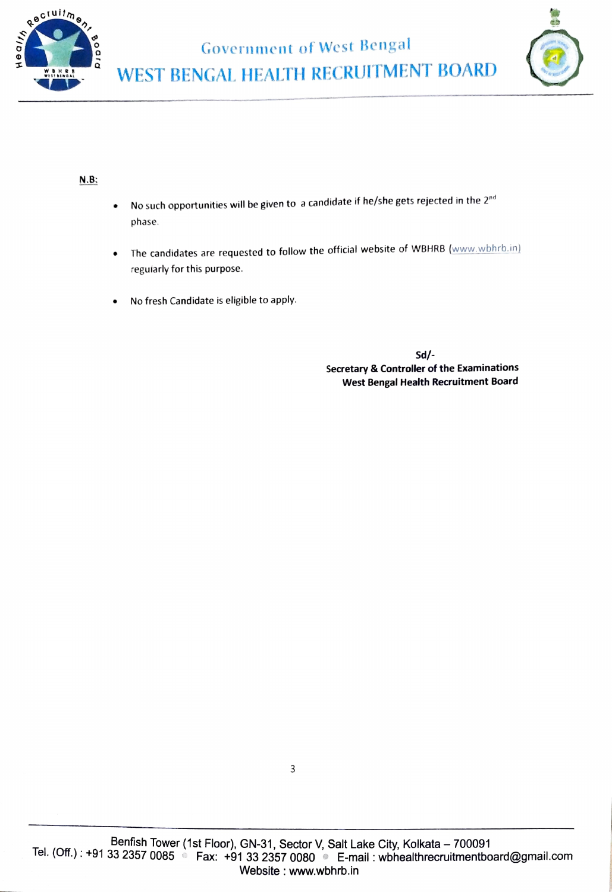**N.B:**

- No such opportunities will be given to a candidate if he/she gets rejected in the 2nd phase.
- The candidates are requested to follow the official website of WBHRB (www.wbhrb.in) regularly for this purpose.
- No fresh Candidate is eligible to apply.

**Sd/-**
**Secretary & Controller of the Examinations**
**West Bengal Health Recruitment Board**